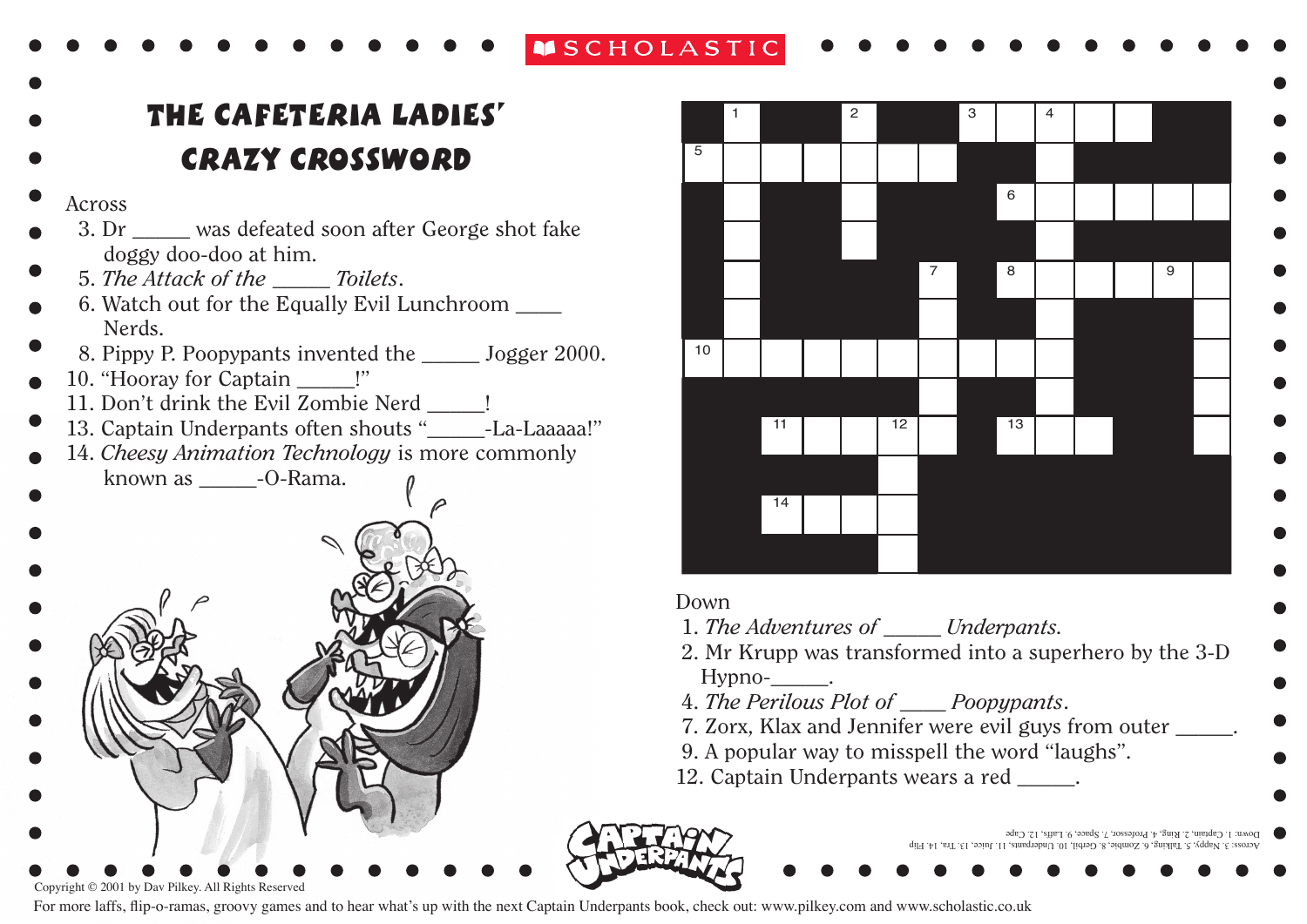SCHOLASTIC

# THE CAFETERIA LADIES' CRAZY CROSSWORD

Across

3. Dr _____ was defeated soon after George shot fake doggy doo-doo at him.
5. *The Attack of the _____ Toilets*.
6. Watch out for the Equally Evil Lunchroom ____ Nerds.
8. Pippy P. Poopypants invented the _____ Jogger 2000.
10. "Hooray for Captain _____!"
11. Don't drink the Evil Zombie Nerd _____!
13. Captain Underpants often shouts "_____-La-Laaaaa!"
14. *Cheesy Animation Technology* is more commonly known as _____-O-Rama.

Down

1. *The Adventures of _____ Underpants*.
2. Mr Krupp was transformed into a superhero by the 3-D Hypno-_____.
4. *The Perilous Plot of ____ Poopypants*.
7. Zorx, Klax and Jennifer were evil guys from outer _____.
9. A popular way to misspell the word "laughs".
12. Captain Underpants wears a red _____.

Across: 3. Nappy, 5. Talking, 6. Zombie, 8. Gerbil, 10. Underpants, 11. Juice, 13. Tra, 14. Flip
Down: 1. Captain, 2. Ring, 4. Professor, 7. Space, 9. Laffs, 12. Cape

CAPTAIN UNDERPANTS

Copyright © 2001 by Dav Pilkey. All Rights Reserved

For more laffs, flip-o-ramas, groovy games and to hear what's up with the next Captain Underpants book, check out: www.pilkey.com and www.scholastic.co.uk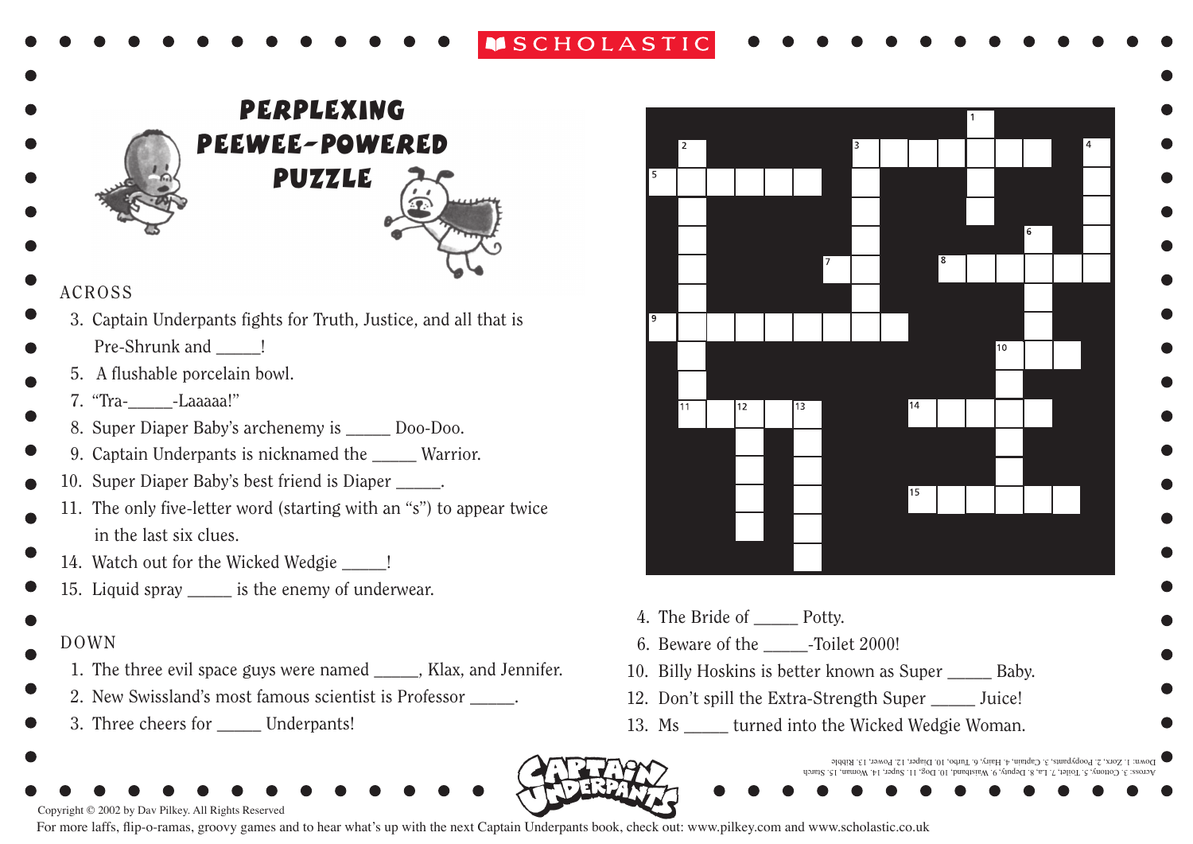# PERPLEXING PEEWEE-POWERED PUZZLE

## ACROSS

3. Captain Underpants fights for Truth, Justice, and all that is Pre-Shrunk and _____!
5. A flushable porcelain bowl.
7. "Tra-_____-Laaaaa!"
8. Super Diaper Baby's archenemy is _____ Doo-Doo.
9. Captain Underpants is nicknamed the _____ Warrior.
10. Super Diaper Baby's best friend is Diaper _____.
11. The only five-letter word (starting with an "s") to appear twice in the last six clues.
14. Watch out for the Wicked Wedgie _____!
15. Liquid spray _____ is the enemy of underwear.

## DOWN

1. The three evil space guys were named _____, Klax, and Jennifer.
2. New Swissland's most famous scientist is Professor _____.
3. Three cheers for _____ Underpants!
4. The Bride of _____ Potty.
6. Beware of the _____-Toilet 2000!
10. Billy Hoskins is better known as Super _____ Baby.
12. Don't spill the Extra-Strength Super _____ Juice!
13. Ms _____ turned into the Wicked Wedgie Woman.

Across: 3. Cottony, 5. Toilet, 7. La, 8. Deputy, 9. Waistband, 10. Dog, 11. Super, 14. Woman, 15. Starch
Down: 1. Zorx, 2. Poopypants, 3. Captain, 4. Hairy, 6. Turbo, 10. Diaper, 12. Power, 13. Ribble

Copyright © 2002 by Dav Pilkey. All Rights Reserved

For more laffs, flip-o-ramas, groovy games and to hear what's up with the next Captain Underpants book, check out: www.pilkey.com and www.scholastic.co.uk